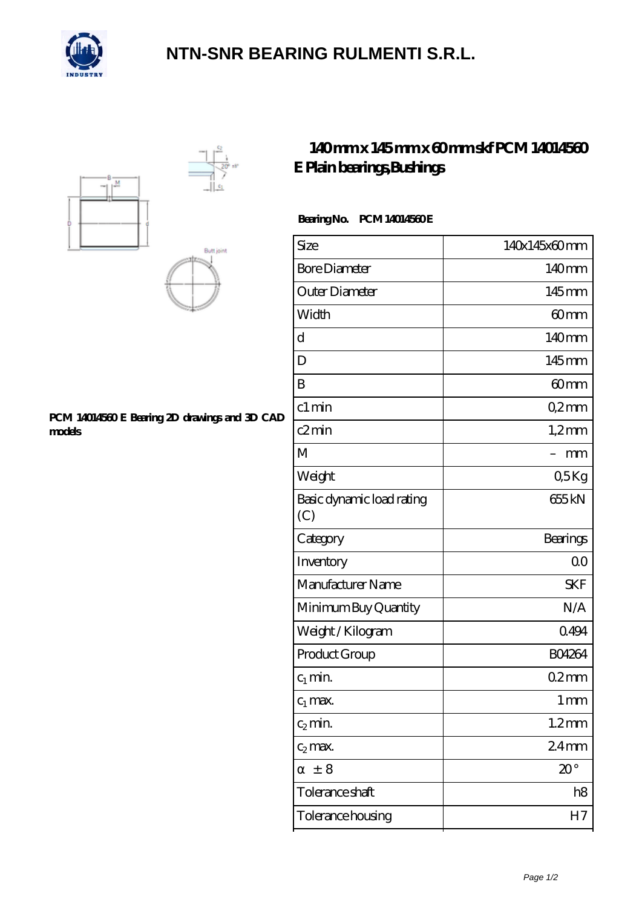# NTN-SNR BEARING RULMENTI S.R.L.

## 140mm x 145mm x 60mm skf PCM 14014560 E Plain bearings,Bushings

PCM 14014560 E Bearing 2D drawings and 3D CAD models

**Bearing No. PCM 14014560 E**

| Size | 140x145x60 mm |
|---|---|
| Bore Diameter | 140 mm |
| Outer Diameter | 145 mm |
| Width | 60 mm |
| d | 140 mm |
| D | 145 mm |
| B | 60 mm |
| c1 min | 0,2 mm |
| c2 min | 1,2 mm |
| M | – mm |
| Weight | 0,5 Kg |
| Basic dynamic load rating (C) | 655 kN |
| Category | Bearings |
| Inventory | 0.0 |
| Manufacturer Name | SKF |
| Minimum Buy Quantity | N/A |
| Weight / Kilogram | 0.494 |
| Product Group | B04264 |
| $c_1$ min. | 0.2 mm |
| $c_1$ max. | 1 mm |
| $c_2$ min. | 1.2 mm |
| $c_2$ max. | 2.4 mm |
| α ± 8 | 20 ° |
| Tolerance shaft | h8 |
| Tolerance housing | H7 |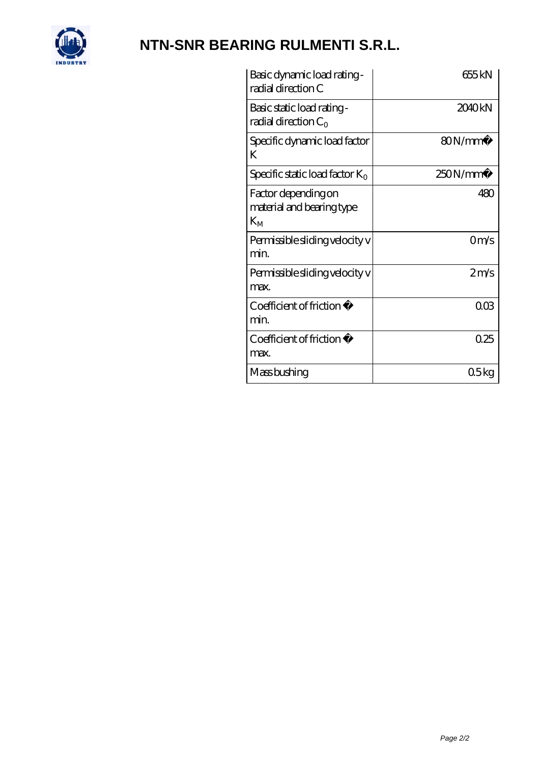# NTN-SNR BEARING RULMENTI S.R.L.

| | |
|---|---|
| Basic dynamic load rating - radial direction C | 655 kN |
| Basic static load rating - radial direction $C_0$ | 2040 kN |
| Specific dynamic load factor K | 80 N/mm� |
| Specific static load factor $K_0$ | 250 N/mm� |
| Factor depending on material and bearing type $K_M$ | 480 |
| Permissible sliding velocity v min. | 0 m/s |
| Permissible sliding velocity v max. | 2 m/s |
| Coefficient of friction � min. | 0.03 |
| Coefficient of friction � max. | 0.25 |
| Mass bushing | 0.5 kg |